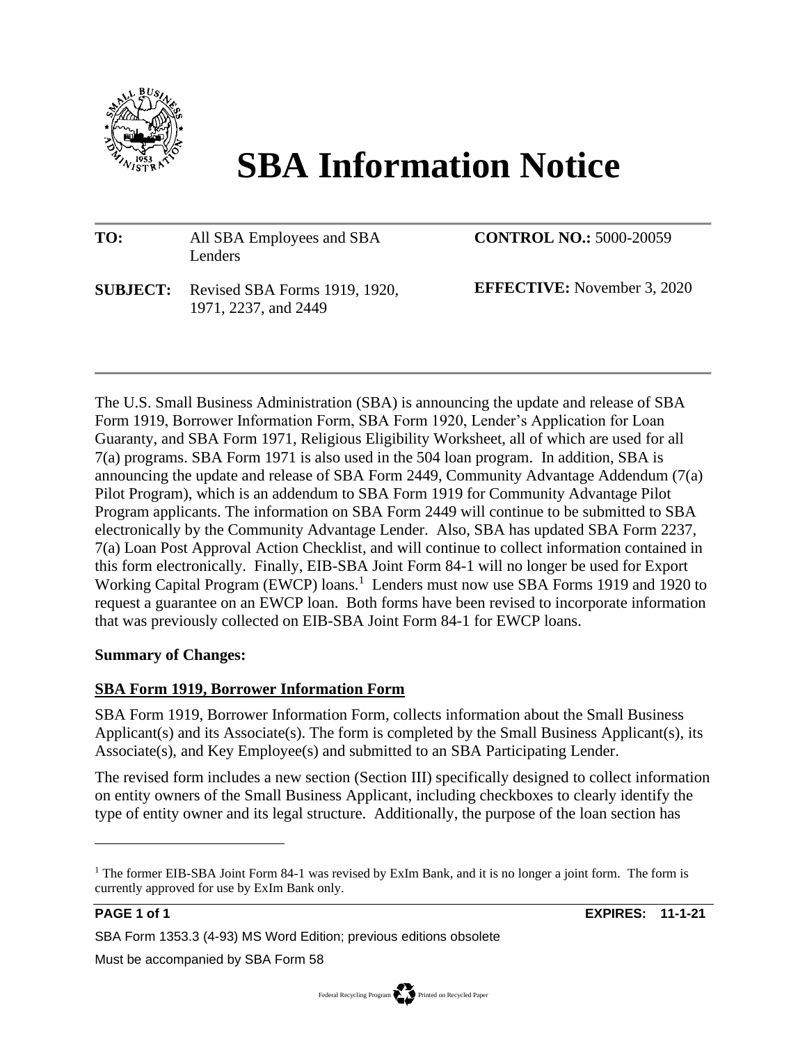# SBA Information Notice

| | | |
|---|---|---|
| **TO:** | All SBA Employees and SBA Lenders | **CONTROL NO.:** 5000-20059 |
| **SUBJECT:** | Revised SBA Forms 1919, 1920, 1971, 2237, and 2449 | **EFFECTIVE:** November 3, 2020 |

The U.S. Small Business Administration (SBA) is announcing the update and release of SBA Form 1919, Borrower Information Form, SBA Form 1920, Lender's Application for Loan Guaranty, and SBA Form 1971, Religious Eligibility Worksheet, all of which are used for all 7(a) programs. SBA Form 1971 is also used in the 504 loan program. In addition, SBA is announcing the update and release of SBA Form 2449, Community Advantage Addendum (7(a) Pilot Program), which is an addendum to SBA Form 1919 for Community Advantage Pilot Program applicants. The information on SBA Form 2449 will continue to be submitted to SBA electronically by the Community Advantage Lender. Also, SBA has updated SBA Form 2237, 7(a) Loan Post Approval Action Checklist, and will continue to collect information contained in this form electronically. Finally, EIB-SBA Joint Form 84-1 will no longer be used for Export Working Capital Program (EWCP) loans.[1] Lenders must now use SBA Forms 1919 and 1920 to request a guarantee on an EWCP loan. Both forms have been revised to incorporate information that was previously collected on EIB-SBA Joint Form 84-1 for EWCP loans.

**Summary of Changes:**

## SBA Form 1919, Borrower Information Form

SBA Form 1919, Borrower Information Form, collects information about the Small Business Applicant(s) and its Associate(s). The form is completed by the Small Business Applicant(s), its Associate(s), and Key Employee(s) and submitted to an SBA Participating Lender.

The revised form includes a new section (Section III) specifically designed to collect information on entity owners of the Small Business Applicant, including checkboxes to clearly identify the type of entity owner and its legal structure. Additionally, the purpose of the loan section has

[1] The former EIB-SBA Joint Form 84-1 was revised by ExIm Bank, and it is no longer a joint form. The form is currently approved for use by ExIm Bank only.

**EXPIRES: 11-1-21**

SBA Form 1353.3 (4-93) MS Word Edition; previous editions obsolete

Must be accompanied by SBA Form 58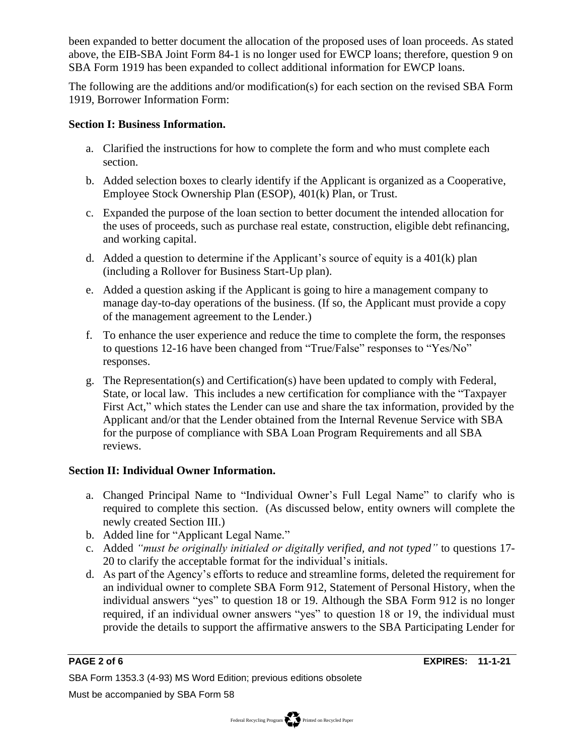been expanded to better document the allocation of the proposed uses of loan proceeds. As stated above, the EIB-SBA Joint Form 84-1 is no longer used for EWCP loans; therefore, question 9 on SBA Form 1919 has been expanded to collect additional information for EWCP loans.

The following are the additions and/or modification(s) for each section on the revised SBA Form 1919, Borrower Information Form:

**Section I: Business Information.**

a. Clarified the instructions for how to complete the form and who must complete each section.

b. Added selection boxes to clearly identify if the Applicant is organized as a Cooperative, Employee Stock Ownership Plan (ESOP), 401(k) Plan, or Trust.

c. Expanded the purpose of the loan section to better document the intended allocation for the uses of proceeds, such as purchase real estate, construction, eligible debt refinancing, and working capital.

d. Added a question to determine if the Applicant's source of equity is a 401(k) plan (including a Rollover for Business Start-Up plan).

e. Added a question asking if the Applicant is going to hire a management company to manage day-to-day operations of the business. (If so, the Applicant must provide a copy of the management agreement to the Lender.)

f. To enhance the user experience and reduce the time to complete the form, the responses to questions 12-16 have been changed from "True/False" responses to "Yes/No" responses.

g. The Representation(s) and Certification(s) have been updated to comply with Federal, State, or local law. This includes a new certification for compliance with the "Taxpayer First Act," which states the Lender can use and share the tax information, provided by the Applicant and/or that the Lender obtained from the Internal Revenue Service with SBA for the purpose of compliance with SBA Loan Program Requirements and all SBA reviews.

**Section II: Individual Owner Information.**

a. Changed Principal Name to "Individual Owner's Full Legal Name" to clarify who is required to complete this section. (As discussed below, entity owners will complete the newly created Section III.)
b. Added line for "Applicant Legal Name."
c. Added *"must be originally initialed or digitally verified, and not typed"* to questions 17-20 to clarify the acceptable format for the individual's initials.
d. As part of the Agency's efforts to reduce and streamline forms, deleted the requirement for an individual owner to complete SBA Form 912, Statement of Personal History, when the individual answers "yes" to question 18 or 19. Although the SBA Form 912 is no longer required, if an individual owner answers "yes" to question 18 or 19, the individual must provide the details to support the affirmative answers to the SBA Participating Lender for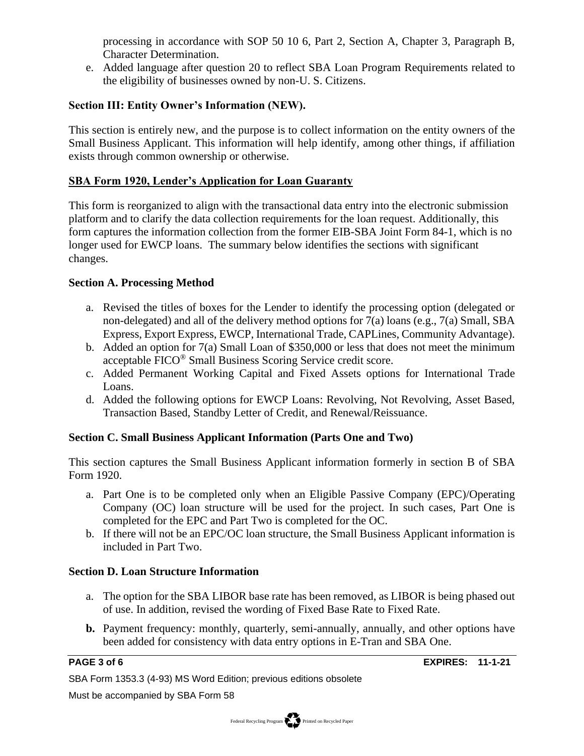processing in accordance with SOP 50 10 6, Part 2, Section A, Chapter 3, Paragraph B, Character Determination.

e. Added language after question 20 to reflect SBA Loan Program Requirements related to the eligibility of businesses owned by non-U. S. Citizens.

### Section III: Entity Owner's Information (NEW).

This section is entirely new, and the purpose is to collect information on the entity owners of the Small Business Applicant. This information will help identify, among other things, if affiliation exists through common ownership or otherwise.

## SBA Form 1920, Lender's Application for Loan Guaranty

This form is reorganized to align with the transactional data entry into the electronic submission platform and to clarify the data collection requirements for the loan request. Additionally, this form captures the information collection from the former EIB-SBA Joint Form 84-1, which is no longer used for EWCP loans. The summary below identifies the sections with significant changes.

### Section A. Processing Method

a. Revised the titles of boxes for the Lender to identify the processing option (delegated or non-delegated) and all of the delivery method options for 7(a) loans (e.g., 7(a) Small, SBA Express, Export Express, EWCP, International Trade, CAPLines, Community Advantage).
b. Added an option for 7(a) Small Loan of $350,000 or less that does not meet the minimum acceptable FICO® Small Business Scoring Service credit score.
c. Added Permanent Working Capital and Fixed Assets options for International Trade Loans.
d. Added the following options for EWCP Loans: Revolving, Not Revolving, Asset Based, Transaction Based, Standby Letter of Credit, and Renewal/Reissuance.

### Section C. Small Business Applicant Information (Parts One and Two)

This section captures the Small Business Applicant information formerly in section B of SBA Form 1920.

a. Part One is to be completed only when an Eligible Passive Company (EPC)/Operating Company (OC) loan structure will be used for the project. In such cases, Part One is completed for the EPC and Part Two is completed for the OC.
b. If there will not be an EPC/OC loan structure, the Small Business Applicant information is included in Part Two.

### Section D. Loan Structure Information

a. The option for the SBA LIBOR base rate has been removed, as LIBOR is being phased out of use. In addition, revised the wording of Fixed Base Rate to Fixed Rate.
**b.** Payment frequency: monthly, quarterly, semi-annually, annually, and other options have been added for consistency with data entry options in E-Tran and SBA One.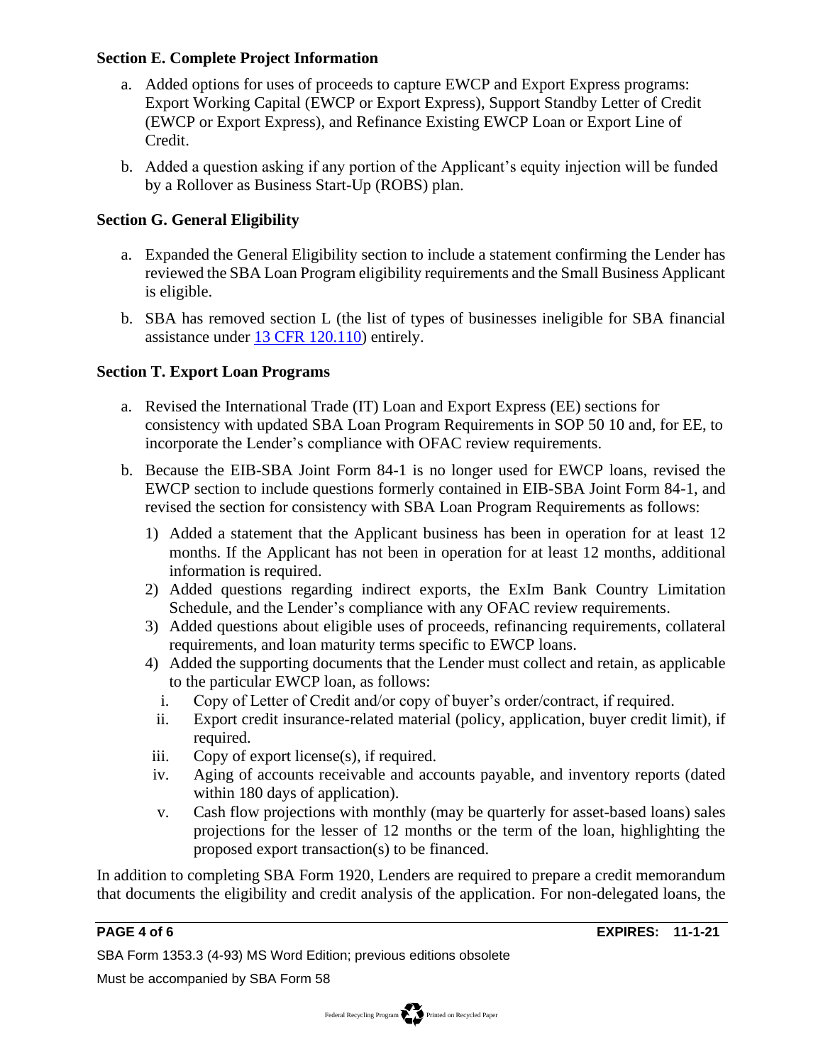**Section E. Complete Project Information**

a. Added options for uses of proceeds to capture EWCP and Export Express programs: Export Working Capital (EWCP or Export Express), Support Standby Letter of Credit (EWCP or Export Express), and Refinance Existing EWCP Loan or Export Line of Credit.

b. Added a question asking if any portion of the Applicant's equity injection will be funded by a Rollover as Business Start-Up (ROBS) plan.

**Section G. General Eligibility**

a. Expanded the General Eligibility section to include a statement confirming the Lender has reviewed the SBA Loan Program eligibility requirements and the Small Business Applicant is eligible.

b. SBA has removed section L (the list of types of businesses ineligible for SBA financial assistance under [13 CFR 120.110]) entirely.

**Section T. Export Loan Programs**

a. Revised the International Trade (IT) Loan and Export Express (EE) sections for consistency with updated SBA Loan Program Requirements in SOP 50 10 and, for EE, to incorporate the Lender's compliance with OFAC review requirements.

b. Because the EIB-SBA Joint Form 84-1 is no longer used for EWCP loans, revised the EWCP section to include questions formerly contained in EIB-SBA Joint Form 84-1, and revised the section for consistency with SBA Loan Program Requirements as follows:

   1) Added a statement that the Applicant business has been in operation for at least 12 months. If the Applicant has not been in operation for at least 12 months, additional information is required.
   2) Added questions regarding indirect exports, the ExIm Bank Country Limitation Schedule, and the Lender's compliance with any OFAC review requirements.
   3) Added questions about eligible uses of proceeds, refinancing requirements, collateral requirements, and loan maturity terms specific to EWCP loans.
   4) Added the supporting documents that the Lender must collect and retain, as applicable to the particular EWCP loan, as follows:
      i. Copy of Letter of Credit and/or copy of buyer's order/contract, if required.
      ii. Export credit insurance-related material (policy, application, buyer credit limit), if required.
      iii. Copy of export license(s), if required.
      iv. Aging of accounts receivable and accounts payable, and inventory reports (dated within 180 days of application).
      v. Cash flow projections with monthly (may be quarterly for asset-based loans) sales projections for the lesser of 12 months or the term of the loan, highlighting the proposed export transaction(s) to be financed.

In addition to completing SBA Form 1920, Lenders are required to prepare a credit memorandum that documents the eligibility and credit analysis of the application. For non-delegated loans, the

EXPIRES: 11-1-21

SBA Form 1353.3 (4-93) MS Word Edition; previous editions obsolete

Must be accompanied by SBA Form 58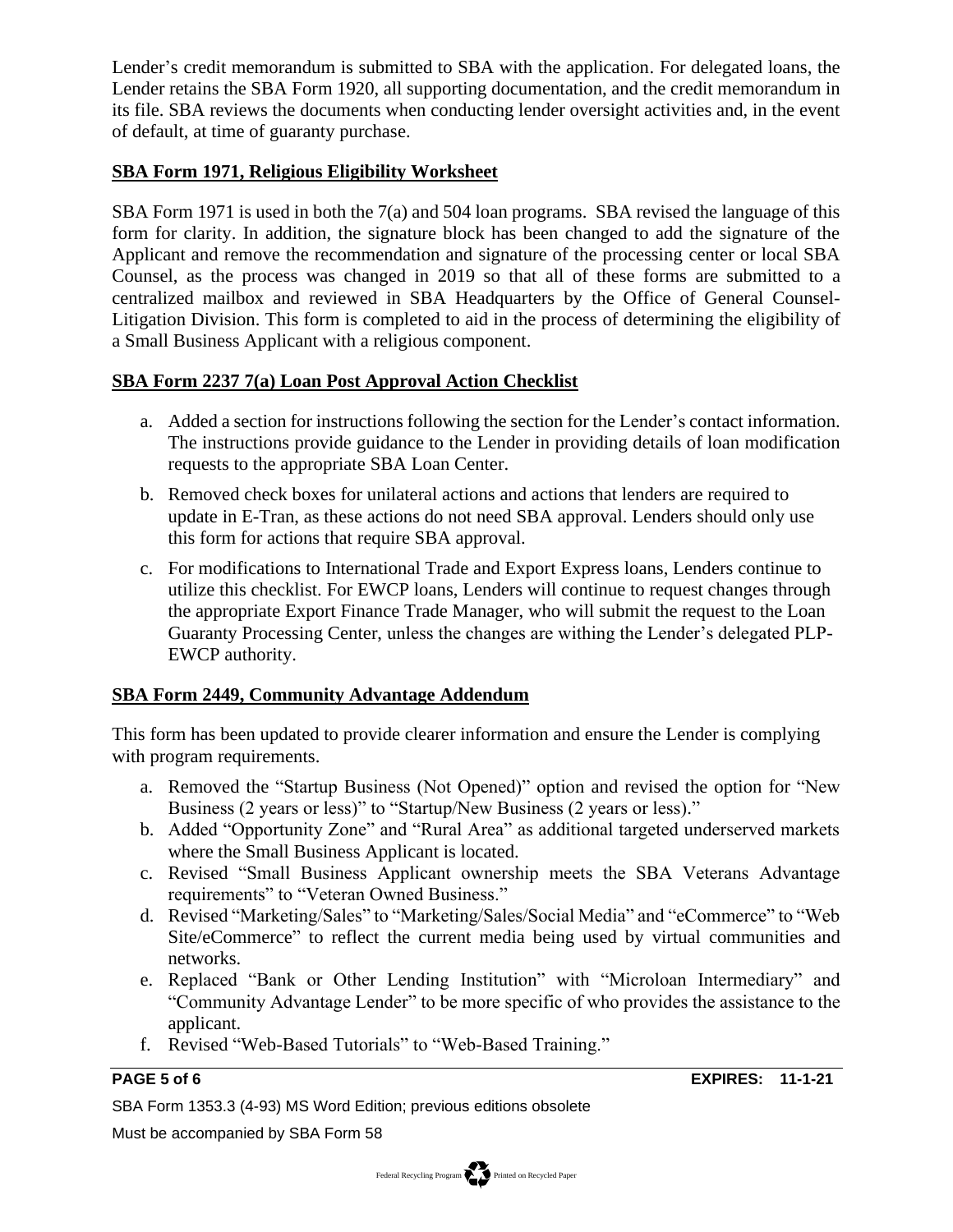Lender's credit memorandum is submitted to SBA with the application. For delegated loans, the Lender retains the SBA Form 1920, all supporting documentation, and the credit memorandum in its file. SBA reviews the documents when conducting lender oversight activities and, in the event of default, at time of guaranty purchase.

**SBA Form 1971, Religious Eligibility Worksheet**

SBA Form 1971 is used in both the 7(a) and 504 loan programs. SBA revised the language of this form for clarity. In addition, the signature block has been changed to add the signature of the Applicant and remove the recommendation and signature of the processing center or local SBA Counsel, as the process was changed in 2019 so that all of these forms are submitted to a centralized mailbox and reviewed in SBA Headquarters by the Office of General Counsel-Litigation Division. This form is completed to aid in the process of determining the eligibility of a Small Business Applicant with a religious component.

**SBA Form 2237 7(a) Loan Post Approval Action Checklist**

a. Added a section for instructions following the section for the Lender's contact information. The instructions provide guidance to the Lender in providing details of loan modification requests to the appropriate SBA Loan Center.

b. Removed check boxes for unilateral actions and actions that lenders are required to update in E-Tran, as these actions do not need SBA approval. Lenders should only use this form for actions that require SBA approval.

c. For modifications to International Trade and Export Express loans, Lenders continue to utilize this checklist. For EWCP loans, Lenders will continue to request changes through the appropriate Export Finance Trade Manager, who will submit the request to the Loan Guaranty Processing Center, unless the changes are withing the Lender's delegated PLP-EWCP authority.

**SBA Form 2449, Community Advantage Addendum**

This form has been updated to provide clearer information and ensure the Lender is complying with program requirements.

a. Removed the "Startup Business (Not Opened)" option and revised the option for "New Business (2 years or less)" to "Startup/New Business (2 years or less)."
b. Added "Opportunity Zone" and "Rural Area" as additional targeted underserved markets where the Small Business Applicant is located.
c. Revised "Small Business Applicant ownership meets the SBA Veterans Advantage requirements" to "Veteran Owned Business."
d. Revised "Marketing/Sales" to "Marketing/Sales/Social Media" and "eCommerce" to "Web Site/eCommerce" to reflect the current media being used by virtual communities and networks.
e. Replaced "Bank or Other Lending Institution" with "Microloan Intermediary" and "Community Advantage Lender" to be more specific of who provides the assistance to the applicant.
f. Revised "Web-Based Tutorials" to "Web-Based Training."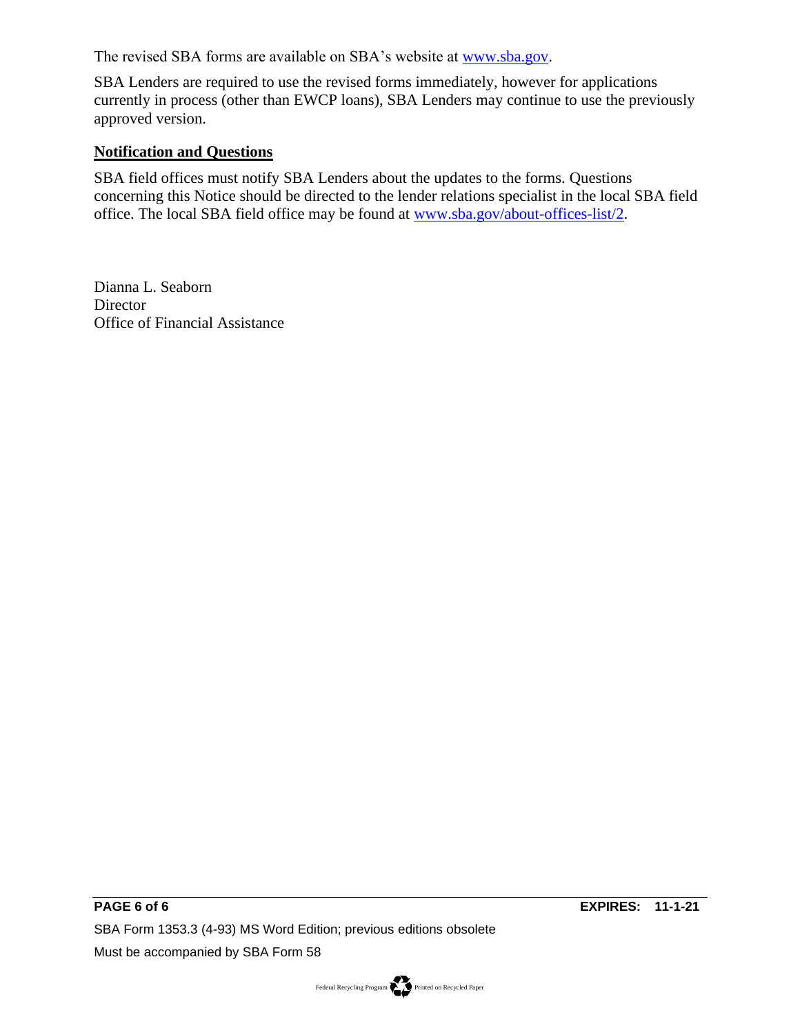The revised SBA forms are available on SBA's website at www.sba.gov.

SBA Lenders are required to use the revised forms immediately, however for applications currently in process (other than EWCP loans), SBA Lenders may continue to use the previously approved version.

## Notification and Questions

SBA field offices must notify SBA Lenders about the updates to the forms. Questions concerning this Notice should be directed to the lender relations specialist in the local SBA field office. The local SBA field office may be found at www.sba.gov/about-offices-list/2.

Dianna L. Seaborn
Director
Office of Financial Assistance